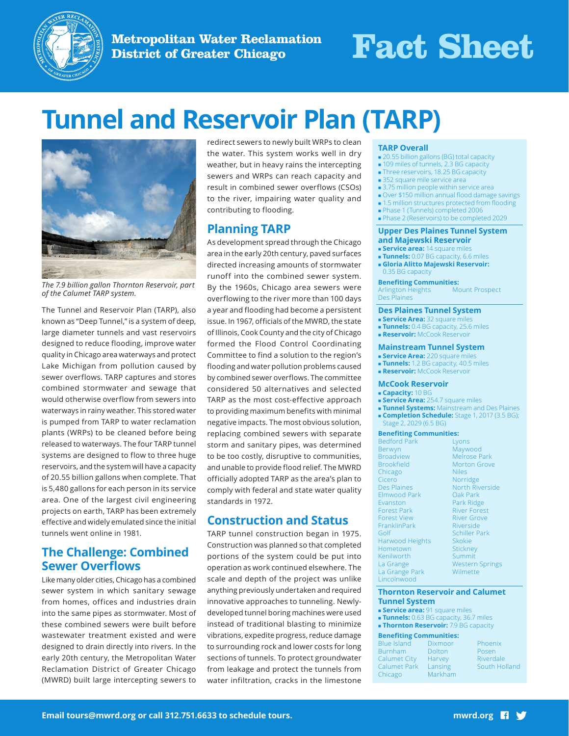# Metropolitan Water Reclamation District of Greater Chicago

# Fact Sheet

# Tunnel and Reservoir Plan (TARP)

*The 7.9 billion gallon Thornton Reservoir, part of the Calumet TARP system.*

The Tunnel and Reservoir Plan (TARP), also known as "Deep Tunnel," is a system of deep, large diameter tunnels and vast reservoirs designed to reduce flooding, improve water quality in Chicago area waterways and protect Lake Michigan from pollution caused by sewer overflows. TARP captures and stores combined stormwater and sewage that would otherwise overflow from sewers into waterways in rainy weather. This stored water is pumped from TARP to water reclamation plants (WRPs) to be cleaned before being released to waterways. The four TARP tunnel systems are designed to flow to three huge reservoirs, and the system will have a capacity of 20.55 billion gallons when complete. That is 5,480 gallons for each person in its service area. One of the largest civil engineering projects on earth, TARP has been extremely effective and widely emulated since the initial tunnels went online in 1981.

## The Challenge: Combined Sewer Overflows

Like many older cities, Chicago has a combined sewer system in which sanitary sewage from homes, offices and industries drain into the same pipes as stormwater. Most of these combined sewers were built before wastewater treatment existed and were designed to drain directly into rivers. In the early 20th century, the Metropolitan Water Reclamation District of Greater Chicago (MWRD) built large intercepting sewers to redirect sewers to newly built WRPs to clean the water. This system works well in dry weather, but in heavy rains the intercepting sewers and WRPs can reach capacity and result in combined sewer overflows (CSOs) to the river, impairing water quality and contributing to flooding.

## Planning TARP

As development spread through the Chicago area in the early 20th century, paved surfaces directed increasing amounts of stormwater runoff into the combined sewer system. By the 1960s, Chicago area sewers were overflowing to the river more than 100 days a year and flooding had become a persistent issue. In 1967, officials of the MWRD, the state of Illinois, Cook County and the city of Chicago formed the Flood Control Coordinating Committee to find a solution to the region's flooding and water pollution problems caused by combined sewer overflows. The committee considered 50 alternatives and selected TARP as the most cost-effective approach to providing maximum benefits with minimal negative impacts. The most obvious solution, replacing combined sewers with separate storm and sanitary pipes, was determined to be too costly, disruptive to communities, and unable to provide flood relief. The MWRD officially adopted TARP as the area's plan to comply with federal and state water quality standards in 1972.

## Construction and Status

TARP tunnel construction began in 1975. Construction was planned so that completed portions of the system could be put into operation as work continued elsewhere. The scale and depth of the project was unlike anything previously undertaken and required innovative approaches to tunneling. Newly-developed tunnel boring machines were used instead of traditional blasting to minimize vibrations, expedite progress, reduce damage to surrounding rock and lower costs for long sections of tunnels. To protect groundwater from leakage and protect the tunnels from water infiltration, cracks in the limestone

### TARP Overall

- 20.55 billion gallons (BG) total capacity
- 109 miles of tunnels, 2.3 BG capacity
- Three reservoirs, 18.25 BG capacity
- 352 square mile service area
- 3.75 million people within service area
- Over $150 million annual flood damage savings
- 1.5 million structures protected from flooding
- Phase 1 (Tunnels) completed 2006
- Phase 2 (Reservoirs) to be completed 2029

### Upper Des Plaines Tunnel System and Majewski Reservoir

- **Service area:** 14 square miles
- **Tunnels:** 0.07 BG capacity, 6.6 miles
- **Gloria Alitto Majewski Reservoir:** 0.35 BG capacity

**Benefiting Communities:**
Arlington Heights, Des Plaines, Mount Prospect

### Des Plaines Tunnel System

- **Service Area:** 32 square miles
- **Tunnels:** 0.4 BG capacity, 25.6 miles
- **Reservoir:** McCook Reservoir

### Mainstream Tunnel System

- **Service Area:** 220 square miles
- **Tunnels:** 1.2 BG capacity, 40.5 miles
- **Reservoir:** McCook Reservoir

### McCook Reservoir

- **Capacity:** 10 BG
- **Service Area:** 254.7 square miles
- **Tunnel Systems:** Mainstream and Des Plaines
- **Completion Schedule:** Stage 1, 2017 (3.5 BG); Stage 2, 2029 (6.5 BG)

**Benefiting Communities:**
Bedford Park, Berwyn, Broadview, Brookfield, Chicago, Cicero, Des Plaines, Elmwood Park, Evanston, Forest Park, Forest View, FranklinPark, Golf, Harwood Heights, Hometown, Kenilworth, La Grange, La Grange Park, Lincolnwood, Lyons, Maywood, Melrose Park, Morton Grove, Niles, Norridge, North Riverside, Oak Park, Park Ridge, River Forest, River Grove, Riverside, Schiller Park, Skokie, Stickney, Summit, Western Springs, Wilmette

### Thornton Reservoir and Calumet Tunnel System

- **Service area:** 91 square miles
- **Tunnels:** 0.63 BG capacity, 36.7 miles
- **Thornton Reservoir:** 7.9 BG capacity

**Benefiting Communities:**
Blue Island, Burnham, Calumet City, Calumet Park, Chicago, Dixmoor, Dolton, Harvey, Lansing, Markham, Phoenix, Posen, Riverdale, South Holland

**Email tours@mwrd.org or call 312.751.6633 to schedule tours.** **mwrd.org**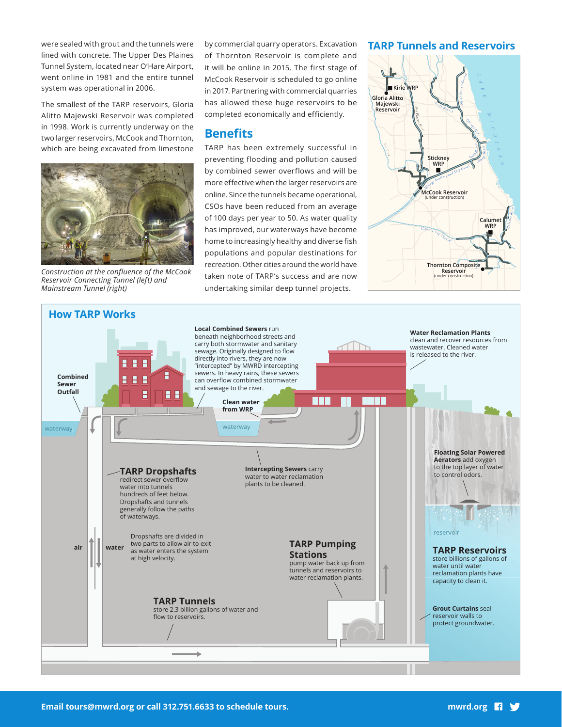were sealed with grout and the tunnels were lined with concrete. The Upper Des Plaines Tunnel System, located near O'Hare Airport, went online in 1981 and the entire tunnel system was operational in 2006.

The smallest of the TARP reservoirs, Gloria Alitto Majewski Reservoir was completed in 1998. Work is currently underway on the two larger reservoirs, McCook and Thornton, which are being excavated from limestone by commercial quarry operators. Excavation of Thornton Reservoir is complete and it will be online in 2015. The first stage of McCook Reservoir is scheduled to go online in 2017. Partnering with commercial quarries has allowed these huge reservoirs to be completed economically and efficiently.

*Construction at the confluence of the McCook Reservoir Connecting Tunnel (left) and Mainstream Tunnel (right)*

## Benefits

TARP has been extremely successful in preventing flooding and pollution caused by combined sewer overflows and will be more effective when the larger reservoirs are online. Since the tunnels became operational, CSOs have been reduced from an average of 100 days per year to 50. As water quality has improved, our waterways have become home to increasingly healthy and diverse fish populations and popular destinations for recreation. Other cities around the world have taken note of TARP's success and are now undertaking similar deep tunnel projects.

## TARP Tunnels and Reservoirs

Kirie WRP
Gloria Alitto Majewski Reservoir
Stickney WRP
McCook Reservoir (under construction)
Calumet WRP
Thornton Composite Reservoir (under construction)
LAKE MICHIGAN

## How TARP Works

**Local Combined Sewers** run beneath neighborhood streets and carry both stormwater and sanitary sewage. Originally designed to flow directly into rivers, they are now "intercepted" by MWRD intercepting sewers. In heavy rains, these sewers can overflow combined stormwater and sewage to the river.

**Water Reclamation Plants** clean and recover resources from wastewater. Cleaned water is released to the river.

**Combined Sewer Outfall**

**Clean water from WRP**

waterway

waterway

**TARP Dropshafts** redirect sewer overflow water into tunnels hundreds of feet below. Dropshafts and tunnels generally follow the paths of waterways.

**Intercepting Sewers** carry water to water reclamation plants to be cleaned.

**Floating Solar Powered Aerators** add oxygen to the top layer of water to control odors.

reservoir

air

water

Dropshafts are divided in two parts to allow air to exit as water enters the system at high velocity.

**TARP Pumping Stations** pump water back up from tunnels and reservoirs to water reclamation plants.

**TARP Reservoirs** store billions of gallons of water until water reclamation plants have capacity to clean it.

**TARP Tunnels** store 2.3 billion gallons of water and flow to reservoirs.

**Grout Curtains** seal reservoir walls to protect groundwater.

**Email tours@mwrd.org or call 312.751.6633 to schedule tours.** **mwrd.org**